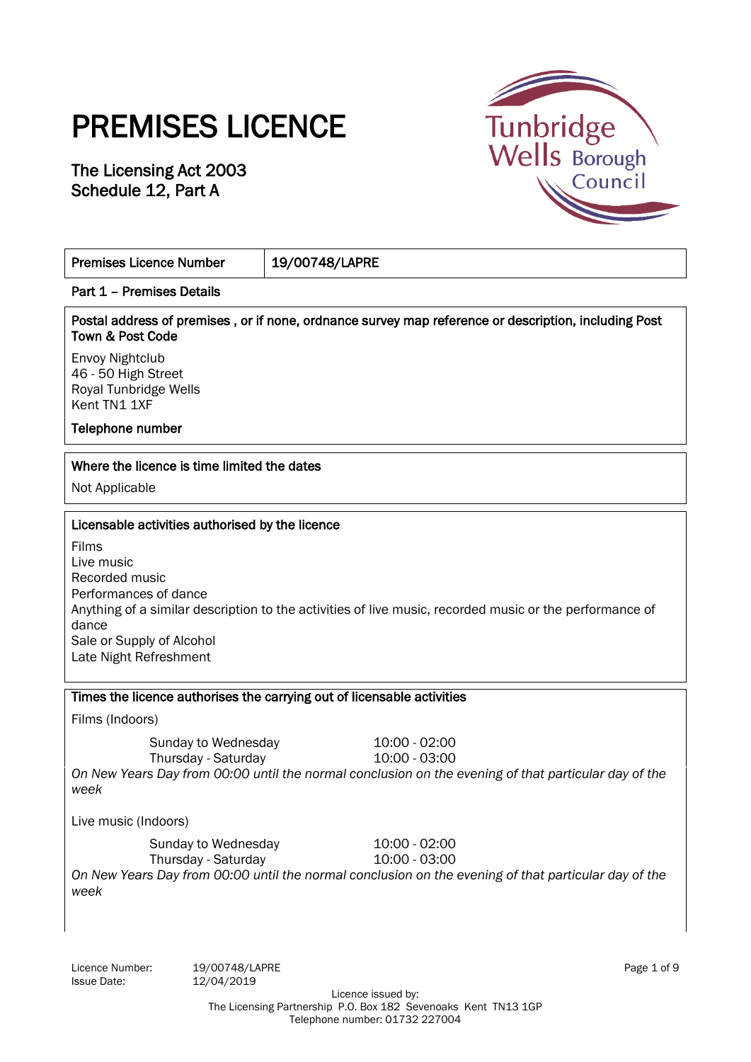# PREMISES LICENCE

## The Licensing Act 2003
## Schedule 12, Part A

| Premises Licence Number | 19/00748/LAPRE |
|---|---|

**Part 1 – Premises Details**

**Postal address of premises , or if none, ordnance survey map reference or description, including Post Town & Post Code**

Envoy Nightclub
46 - 50 High Street
Royal Tunbridge Wells
Kent TN1 1XF

**Telephone number**

**Where the licence is time limited the dates**

Not Applicable

**Licensable activities authorised by the licence**

Films
Live music
Recorded music
Performances of dance
Anything of a similar description to the activities of live music, recorded music or the performance of dance
Sale or Supply of Alcohol
Late Night Refreshment

**Times the licence authorises the carrying out of licensable activities**

Films (Indoors)

| | |
|---|---|
| Sunday to Wednesday | 10:00 - 02:00 |
| Thursday - Saturday | 10:00 - 03:00 |

*On New Years Day from 00:00 until the normal conclusion on the evening of that particular day of the week*

Live music (Indoors)

| | |
|---|---|
| Sunday to Wednesday | 10:00 - 02:00 |
| Thursday - Saturday | 10:00 - 03:00 |

*On New Years Day from 00:00 until the normal conclusion on the evening of that particular day of the week*

Licence Number: 19/00748/LAPRE
Issue Date: 12/04/2019

Licence issued by:
The Licensing Partnership P.O. Box 182 Sevenoaks Kent TN13 1GP
Telephone number: 01732 227004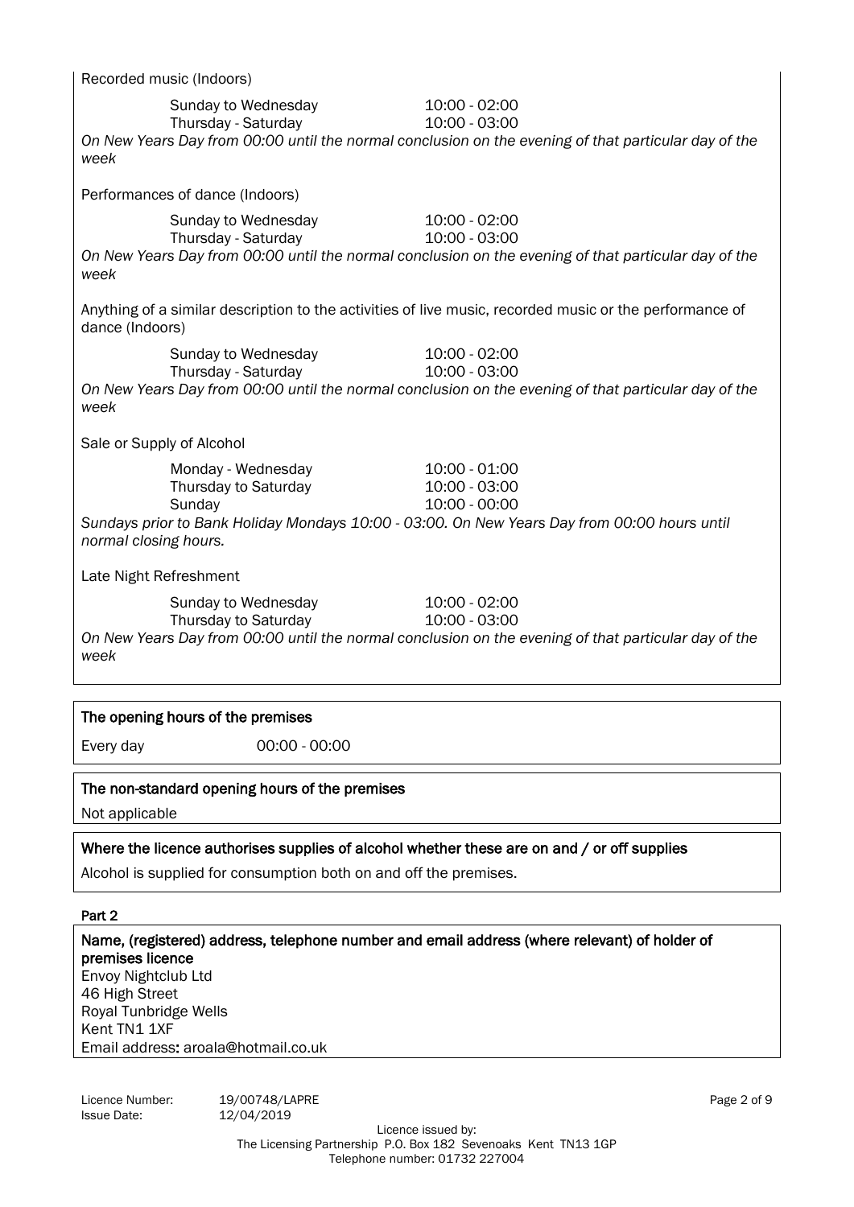Recorded music (Indoors)

| | |
|---|---|
| Sunday to Wednesday | 10:00 - 02:00 |
| Thursday - Saturday | 10:00 - 03:00 |

*On New Years Day from 00:00 until the normal conclusion on the evening of that particular day of the week*

Performances of dance (Indoors)

| | |
|---|---|
| Sunday to Wednesday | 10:00 - 02:00 |
| Thursday - Saturday | 10:00 - 03:00 |

*On New Years Day from 00:00 until the normal conclusion on the evening of that particular day of the week*

Anything of a similar description to the activities of live music, recorded music or the performance of dance (Indoors)

| | |
|---|---|
| Sunday to Wednesday | 10:00 - 02:00 |
| Thursday - Saturday | 10:00 - 03:00 |

*On New Years Day from 00:00 until the normal conclusion on the evening of that particular day of the week*

Sale or Supply of Alcohol

| | |
|---|---|
| Monday - Wednesday | 10:00 - 01:00 |
| Thursday to Saturday | 10:00 - 03:00 |
| Sunday | 10:00 - 00:00 |

*Sundays prior to Bank Holiday Mondays 10:00 - 03:00. On New Years Day from 00:00 hours until normal closing hours.*

Late Night Refreshment

| | |
|---|---|
| Sunday to Wednesday | 10:00 - 02:00 |
| Thursday to Saturday | 10:00 - 03:00 |

*On New Years Day from 00:00 until the normal conclusion on the evening of that particular day of the week*

**The opening hours of the premises**

| | |
|---|---|
| Every day | 00:00 - 00:00 |

**The non-standard opening hours of the premises**

Not applicable

**Where the licence authorises supplies of alcohol whether these are on and / or off supplies**

Alcohol is supplied for consumption both on and off the premises.

**Part 2**

**Name, (registered) address, telephone number and email address (where relevant) of holder of premises licence**

Envoy Nightclub Ltd
46 High Street
Royal Tunbridge Wells
Kent TN1 1XF
Email address: aroala@hotmail.co.uk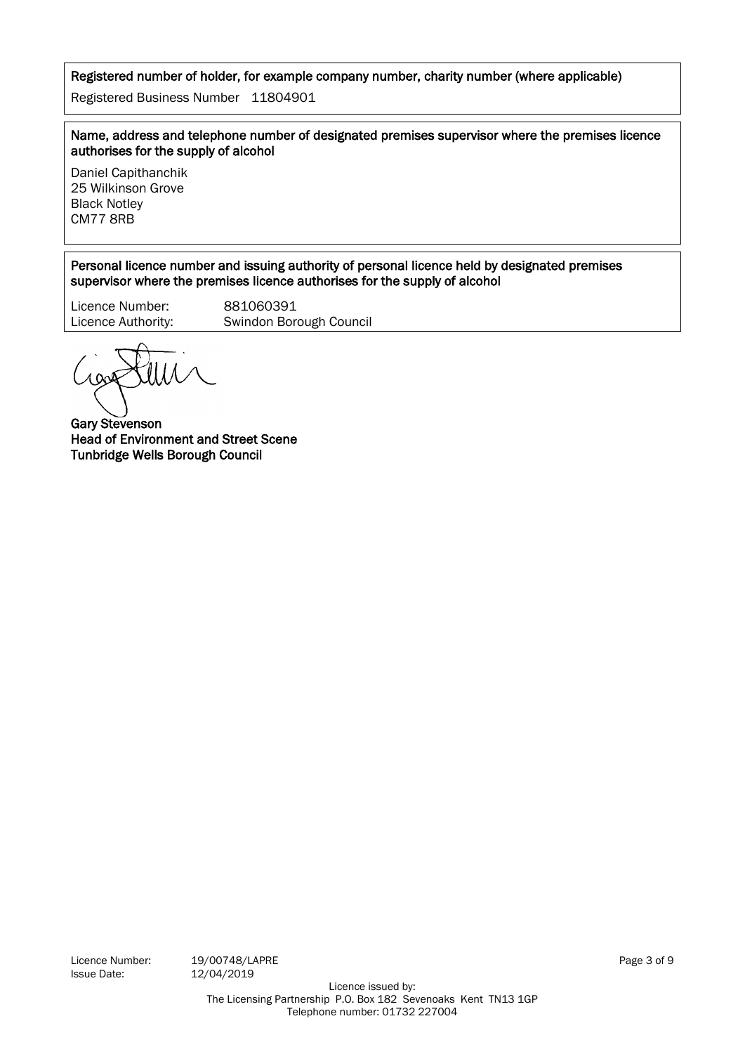**Registered number of holder, for example company number, charity number (where applicable)**

Registered Business Number 11804901

**Name, address and telephone number of designated premises supervisor where the premises licence authorises for the supply of alcohol**

Daniel Capithanchik
25 Wilkinson Grove
Black Notley
CM77 8RB

**Personal licence number and issuing authority of personal licence held by designated premises supervisor where the premises licence authorises for the supply of alcohol**

Licence Number: 881060391
Licence Authority: Swindon Borough Council

**Gary Stevenson**
**Head of Environment and Street Scene**
**Tunbridge Wells Borough Council**

Licence Number: 19/00748/LAPRE
Issue Date: 12/04/2019

Licence issued by:
The Licensing Partnership P.O. Box 182 Sevenoaks Kent TN13 1GP
Telephone number: 01732 227004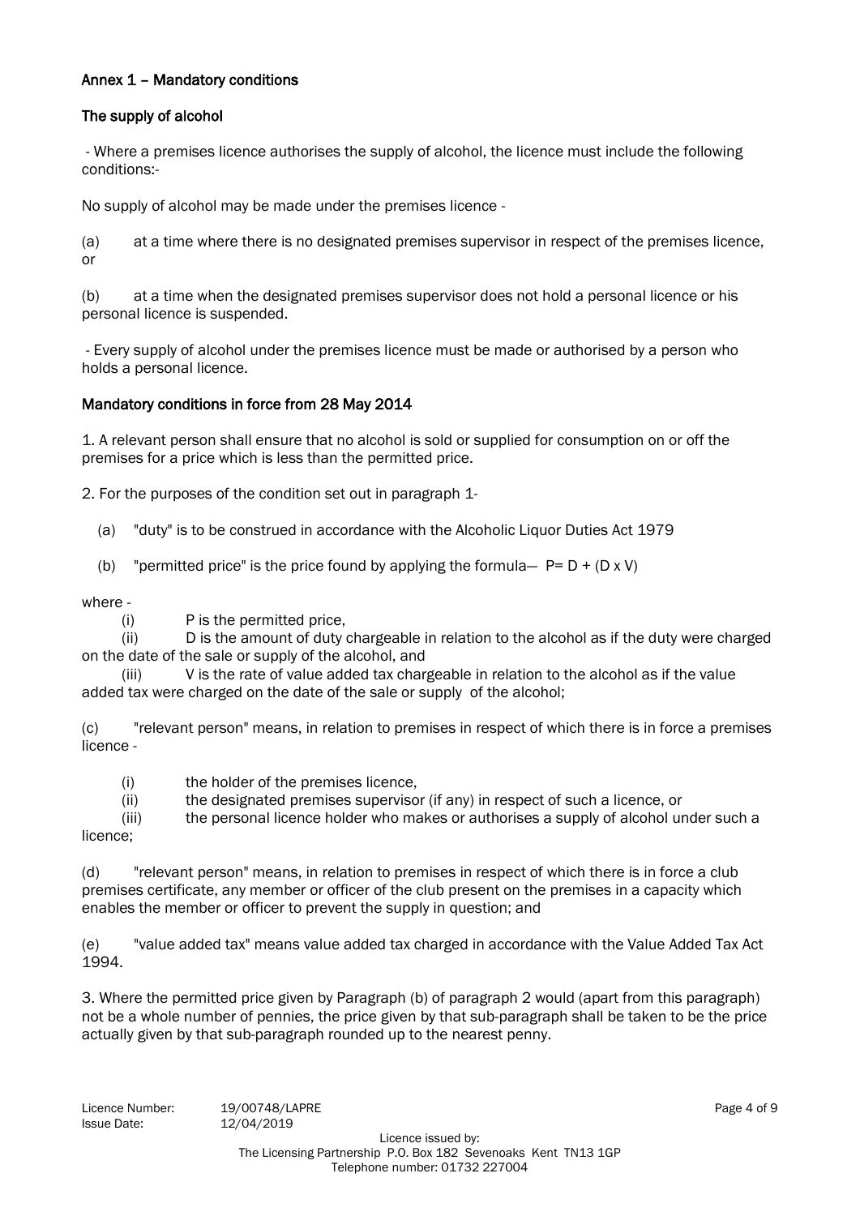## Annex 1 – Mandatory conditions

### The supply of alcohol

- Where a premises licence authorises the supply of alcohol, the licence must include the following conditions:-

No supply of alcohol may be made under the premises licence -

(a) at a time where there is no designated premises supervisor in respect of the premises licence, or

(b) at a time when the designated premises supervisor does not hold a personal licence or his personal licence is suspended.

- Every supply of alcohol under the premises licence must be made or authorised by a person who holds a personal licence.

### Mandatory conditions in force from 28 May 2014

1. A relevant person shall ensure that no alcohol is sold or supplied for consumption on or off the premises for a price which is less than the permitted price.

2. For the purposes of the condition set out in paragraph 1-

(a) "duty" is to be construed in accordance with the Alcoholic Liquor Duties Act 1979

(b) "permitted price" is the price found by applying the formula— $P = D + (D \times V)$

where -

(i) P is the permitted price,

(ii) D is the amount of duty chargeable in relation to the alcohol as if the duty were charged on the date of the sale or supply of the alcohol, and

(iii) V is the rate of value added tax chargeable in relation to the alcohol as if the value added tax were charged on the date of the sale or supply of the alcohol;

(c) "relevant person" means, in relation to premises in respect of which there is in force a premises licence -

(i) the holder of the premises licence,

(ii) the designated premises supervisor (if any) in respect of such a licence, or

(iii) the personal licence holder who makes or authorises a supply of alcohol under such a licence;

(d) "relevant person" means, in relation to premises in respect of which there is in force a club premises certificate, any member or officer of the club present on the premises in a capacity which enables the member or officer to prevent the supply in question; and

(e) "value added tax" means value added tax charged in accordance with the Value Added Tax Act 1994.

3. Where the permitted price given by Paragraph (b) of paragraph 2 would (apart from this paragraph) not be a whole number of pennies, the price given by that sub-paragraph shall be taken to be the price actually given by that sub-paragraph rounded up to the nearest penny.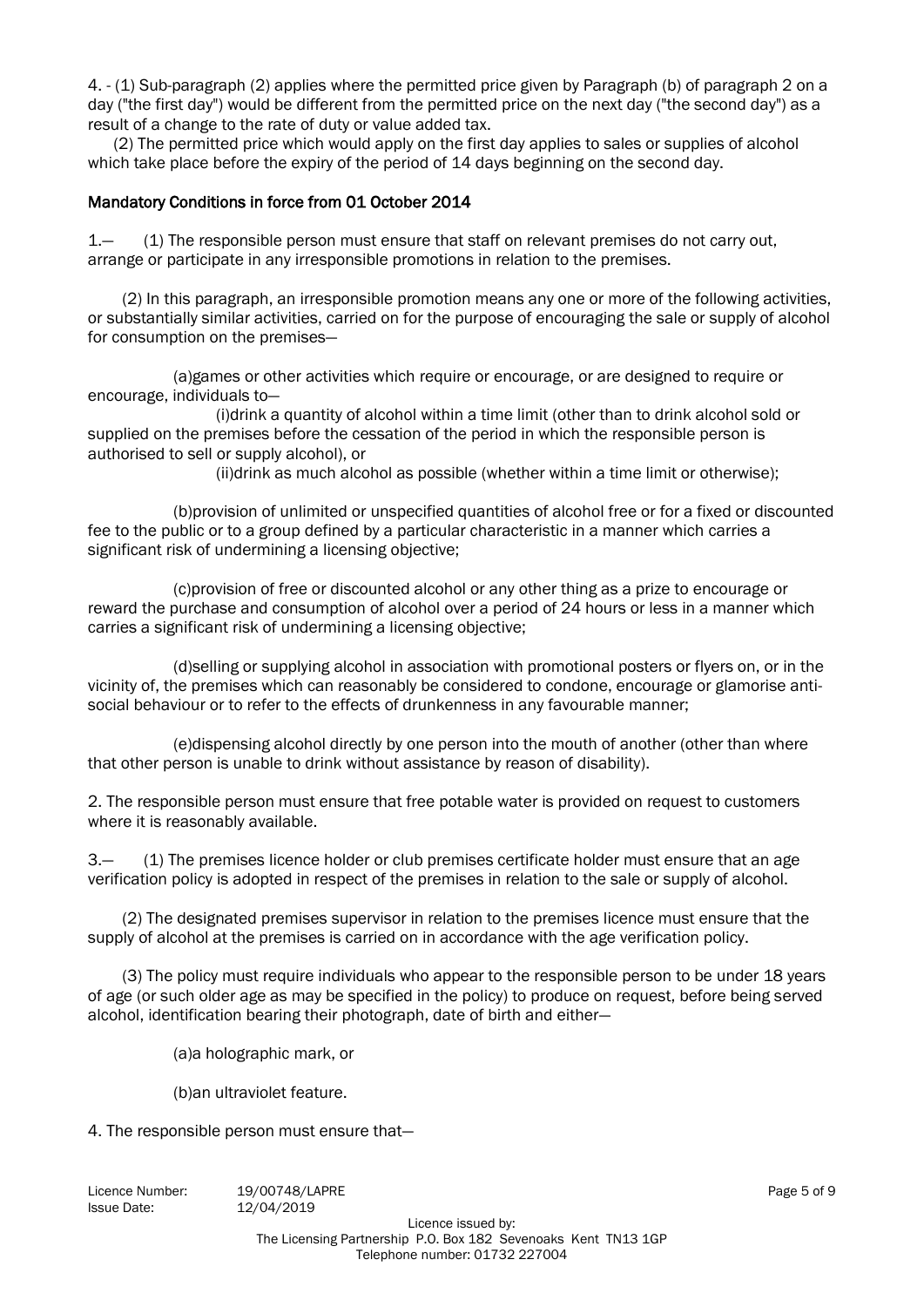4. - (1) Sub-paragraph (2) applies where the permitted price given by Paragraph (b) of paragraph 2 on a day ("the first day") would be different from the permitted price on the next day ("the second day") as a result of a change to the rate of duty or value added tax.

(2) The permitted price which would apply on the first day applies to sales or supplies of alcohol which take place before the expiry of the period of 14 days beginning on the second day.

### Mandatory Conditions in force from 01 October 2014

1.— (1) The responsible person must ensure that staff on relevant premises do not carry out, arrange or participate in any irresponsible promotions in relation to the premises.

(2) In this paragraph, an irresponsible promotion means any one or more of the following activities, or substantially similar activities, carried on for the purpose of encouraging the sale or supply of alcohol for consumption on the premises—

(a)games or other activities which require or encourage, or are designed to require or encourage, individuals to—

(i)drink a quantity of alcohol within a time limit (other than to drink alcohol sold or supplied on the premises before the cessation of the period in which the responsible person is authorised to sell or supply alcohol), or

(ii)drink as much alcohol as possible (whether within a time limit or otherwise);

(b)provision of unlimited or unspecified quantities of alcohol free or for a fixed or discounted fee to the public or to a group defined by a particular characteristic in a manner which carries a significant risk of undermining a licensing objective;

(c)provision of free or discounted alcohol or any other thing as a prize to encourage or reward the purchase and consumption of alcohol over a period of 24 hours or less in a manner which carries a significant risk of undermining a licensing objective;

(d)selling or supplying alcohol in association with promotional posters or flyers on, or in the vicinity of, the premises which can reasonably be considered to condone, encourage or glamorise anti-social behaviour or to refer to the effects of drunkenness in any favourable manner;

(e)dispensing alcohol directly by one person into the mouth of another (other than where that other person is unable to drink without assistance by reason of disability).

2. The responsible person must ensure that free potable water is provided on request to customers where it is reasonably available.

3.— (1) The premises licence holder or club premises certificate holder must ensure that an age verification policy is adopted in respect of the premises in relation to the sale or supply of alcohol.

(2) The designated premises supervisor in relation to the premises licence must ensure that the supply of alcohol at the premises is carried on in accordance with the age verification policy.

(3) The policy must require individuals who appear to the responsible person to be under 18 years of age (or such older age as may be specified in the policy) to produce on request, before being served alcohol, identification bearing their photograph, date of birth and either—

(a)a holographic mark, or

(b)an ultraviolet feature.

4. The responsible person must ensure that—

Licence Number: 19/00748/LAPRE
Issue Date: 12/04/2019

Licence issued by:
The Licensing Partnership P.O. Box 182 Sevenoaks Kent TN13 1GP
Telephone number: 01732 227004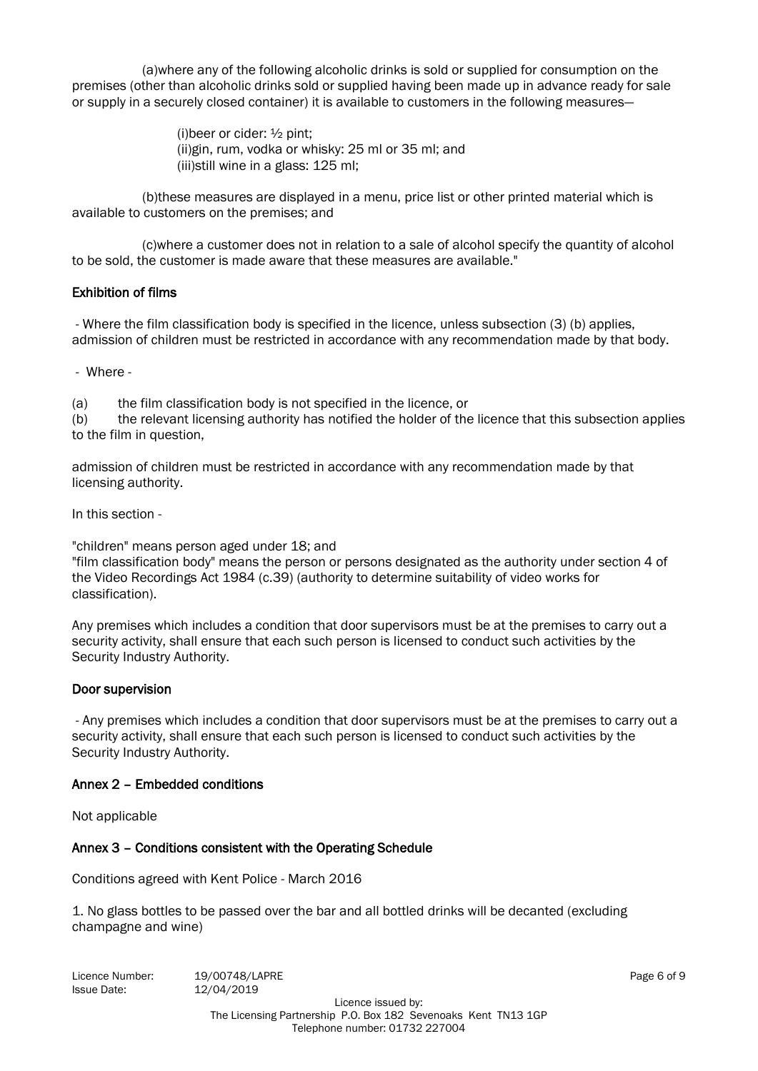(a)where any of the following alcoholic drinks is sold or supplied for consumption on the premises (other than alcoholic drinks sold or supplied having been made up in advance ready for sale or supply in a securely closed container) it is available to customers in the following measures—

(i)beer or cider: ½ pint;
(ii)gin, rum, vodka or whisky: 25 ml or 35 ml; and
(iii)still wine in a glass: 125 ml;

(b)these measures are displayed in a menu, price list or other printed material which is available to customers on the premises; and

(c)where a customer does not in relation to a sale of alcohol specify the quantity of alcohol to be sold, the customer is made aware that these measures are available."

### Exhibition of films

- Where the film classification body is specified in the licence, unless subsection (3) (b) applies, admission of children must be restricted in accordance with any recommendation made by that body.

- Where -

(a) the film classification body is not specified in the licence, or
(b) the relevant licensing authority has notified the holder of the licence that this subsection applies to the film in question,

admission of children must be restricted in accordance with any recommendation made by that licensing authority.

In this section -

"children" means person aged under 18; and
"film classification body" means the person or persons designated as the authority under section 4 of the Video Recordings Act 1984 (c.39) (authority to determine suitability of video works for classification).

Any premises which includes a condition that door supervisors must be at the premises to carry out a security activity, shall ensure that each such person is licensed to conduct such activities by the Security Industry Authority.

### Door supervision

- Any premises which includes a condition that door supervisors must be at the premises to carry out a security activity, shall ensure that each such person is licensed to conduct such activities by the Security Industry Authority.

### Annex 2 – Embedded conditions

Not applicable

### Annex 3 – Conditions consistent with the Operating Schedule

Conditions agreed with Kent Police - March 2016

1. No glass bottles to be passed over the bar and all bottled drinks will be decanted (excluding champagne and wine)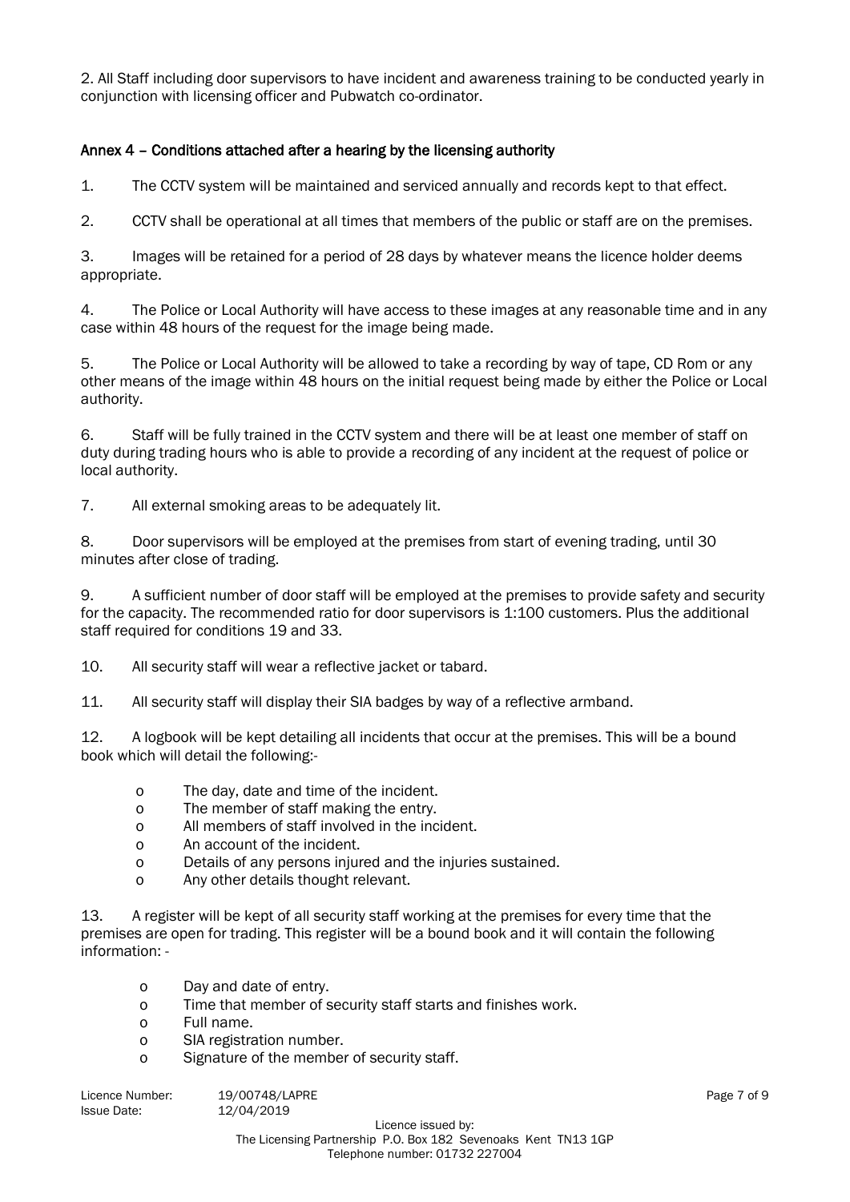2. All Staff including door supervisors to have incident and awareness training to be conducted yearly in conjunction with licensing officer and Pubwatch co-ordinator.

## Annex 4 – Conditions attached after a hearing by the licensing authority

1. The CCTV system will be maintained and serviced annually and records kept to that effect.

2. CCTV shall be operational at all times that members of the public or staff are on the premises.

3. Images will be retained for a period of 28 days by whatever means the licence holder deems appropriate.

4. The Police or Local Authority will have access to these images at any reasonable time and in any case within 48 hours of the request for the image being made.

5. The Police or Local Authority will be allowed to take a recording by way of tape, CD Rom or any other means of the image within 48 hours on the initial request being made by either the Police or Local authority.

6. Staff will be fully trained in the CCTV system and there will be at least one member of staff on duty during trading hours who is able to provide a recording of any incident at the request of police or local authority.

7. All external smoking areas to be adequately lit.

8. Door supervisors will be employed at the premises from start of evening trading, until 30 minutes after close of trading.

9. A sufficient number of door staff will be employed at the premises to provide safety and security for the capacity. The recommended ratio for door supervisors is 1:100 customers. Plus the additional staff required for conditions 19 and 33.

10. All security staff will wear a reflective jacket or tabard.

11. All security staff will display their SIA badges by way of a reflective armband.

12. A logbook will be kept detailing all incidents that occur at the premises. This will be a bound book which will detail the following:-

    - The day, date and time of the incident.
    - The member of staff making the entry.
    - All members of staff involved in the incident.
    - An account of the incident.
    - Details of any persons injured and the injuries sustained.
    - Any other details thought relevant.

13. A register will be kept of all security staff working at the premises for every time that the premises are open for trading. This register will be a bound book and it will contain the following information: -

    - Day and date of entry.
    - Time that member of security staff starts and finishes work.
    - Full name.
    - SIA registration number.
    - Signature of the member of security staff.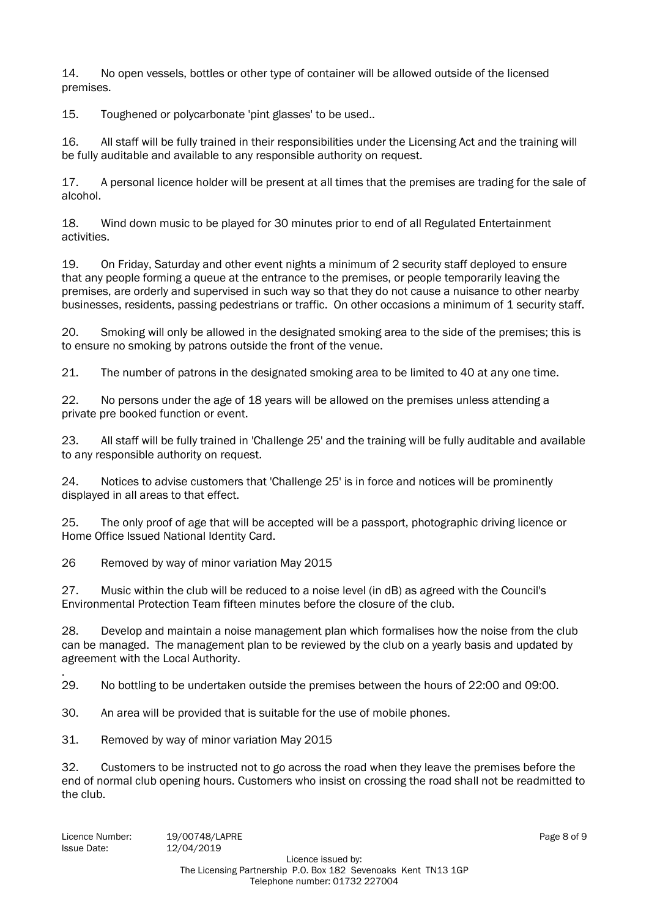14. No open vessels, bottles or other type of container will be allowed outside of the licensed premises.

15. Toughened or polycarbonate 'pint glasses' to be used..

16. All staff will be fully trained in their responsibilities under the Licensing Act and the training will be fully auditable and available to any responsible authority on request.

17. A personal licence holder will be present at all times that the premises are trading for the sale of alcohol.

18. Wind down music to be played for 30 minutes prior to end of all Regulated Entertainment activities.

19. On Friday, Saturday and other event nights a minimum of 2 security staff deployed to ensure that any people forming a queue at the entrance to the premises, or people temporarily leaving the premises, are orderly and supervised in such way so that they do not cause a nuisance to other nearby businesses, residents, passing pedestrians or traffic. On other occasions a minimum of 1 security staff.

20. Smoking will only be allowed in the designated smoking area to the side of the premises; this is to ensure no smoking by patrons outside the front of the venue.

21. The number of patrons in the designated smoking area to be limited to 40 at any one time.

22. No persons under the age of 18 years will be allowed on the premises unless attending a private pre booked function or event.

23. All staff will be fully trained in 'Challenge 25' and the training will be fully auditable and available to any responsible authority on request.

24. Notices to advise customers that 'Challenge 25' is in force and notices will be prominently displayed in all areas to that effect.

25. The only proof of age that will be accepted will be a passport, photographic driving licence or Home Office Issued National Identity Card.

26 Removed by way of minor variation May 2015

27. Music within the club will be reduced to a noise level (in dB) as agreed with the Council's Environmental Protection Team fifteen minutes before the closure of the club.

28. Develop and maintain a noise management plan which formalises how the noise from the club can be managed. The management plan to be reviewed by the club on a yearly basis and updated by agreement with the Local Authority.

.

29. No bottling to be undertaken outside the premises between the hours of 22:00 and 09:00.

30. An area will be provided that is suitable for the use of mobile phones.

31. Removed by way of minor variation May 2015

32. Customers to be instructed not to go across the road when they leave the premises before the end of normal club opening hours. Customers who insist on crossing the road shall not be readmitted to the club.

Licence Number: 19/00748/LAPRE
Issue Date: 12/04/2019

Licence issued by:
The Licensing Partnership P.O. Box 182 Sevenoaks Kent TN13 1GP
Telephone number: 01732 227004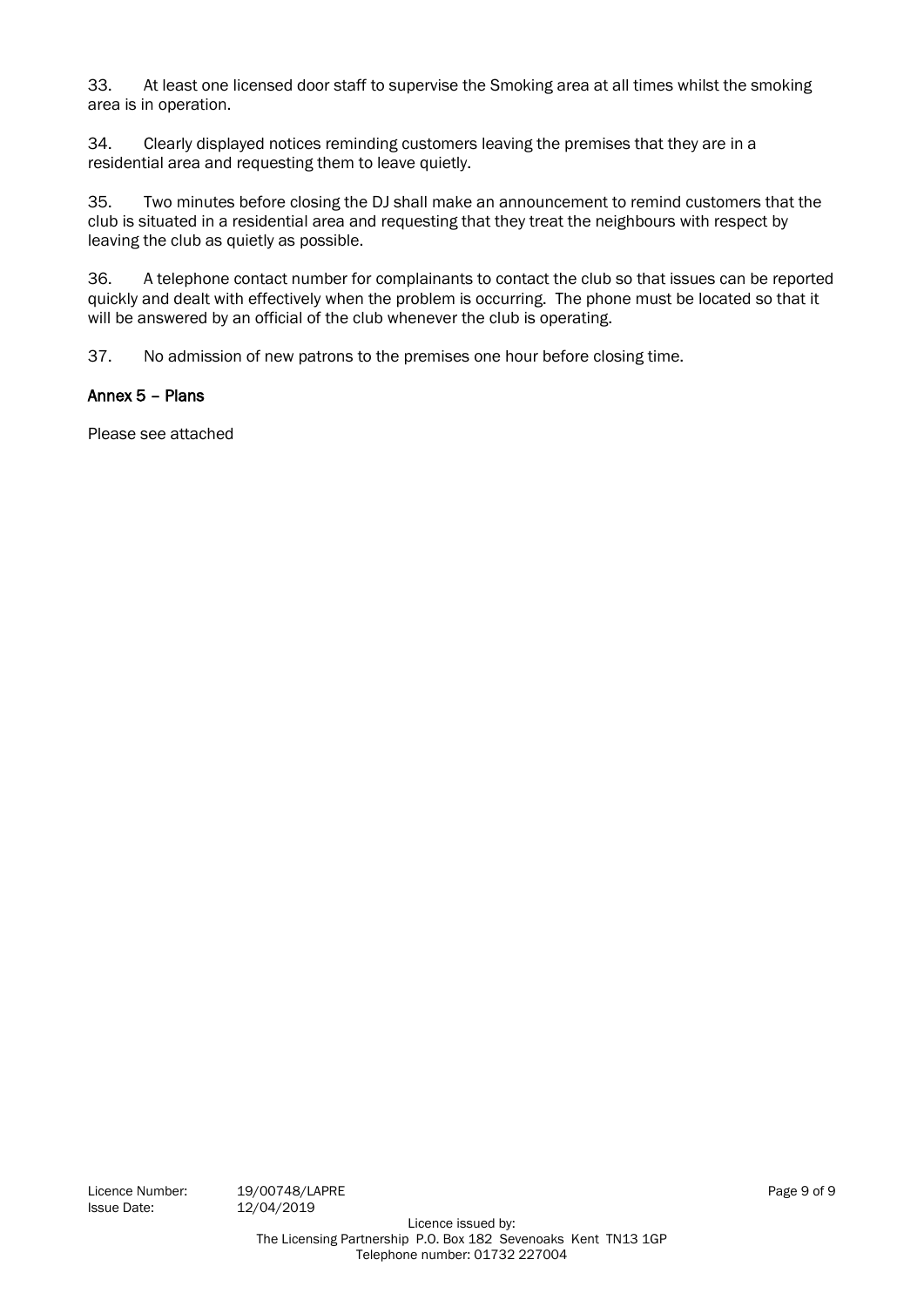33. At least one licensed door staff to supervise the Smoking area at all times whilst the smoking area is in operation.

34. Clearly displayed notices reminding customers leaving the premises that they are in a residential area and requesting them to leave quietly.

35. Two minutes before closing the DJ shall make an announcement to remind customers that the club is situated in a residential area and requesting that they treat the neighbours with respect by leaving the club as quietly as possible.

36. A telephone contact number for complainants to contact the club so that issues can be reported quickly and dealt with effectively when the problem is occurring. The phone must be located so that it will be answered by an official of the club whenever the club is operating.

37. No admission of new patrons to the premises one hour before closing time.

## Annex 5 – Plans

Please see attached